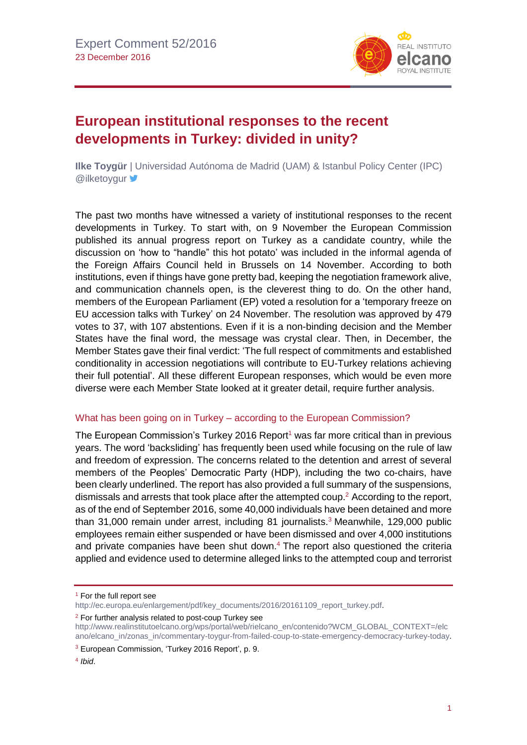Expert Comment 52/2016
23 December 2016

# European institutional responses to the recent developments in Turkey: divided in unity?

**Ilke Toygür** | Universidad Autónoma de Madrid (UAM) & Istanbul Policy Center (IPC) @ilketoygur

The past two months have witnessed a variety of institutional responses to the recent developments in Turkey. To start with, on 9 November the European Commission published its annual progress report on Turkey as a candidate country, while the discussion on 'how to "handle" this hot potato' was included in the informal agenda of the Foreign Affairs Council held in Brussels on 14 November. According to both institutions, even if things have gone pretty bad, keeping the negotiation framework alive, and communication channels open, is the cleverest thing to do. On the other hand, members of the European Parliament (EP) voted a resolution for a 'temporary freeze on EU accession talks with Turkey' on 24 November. The resolution was approved by 479 votes to 37, with 107 abstentions. Even if it is a non-binding decision and the Member States have the final word, the message was crystal clear. Then, in December, the Member States gave their final verdict: 'The full respect of commitments and established conditionality in accession negotiations will contribute to EU-Turkey relations achieving their full potential'. All these different European responses, which would be even more diverse were each Member State looked at it greater detail, require further analysis.

## What has been going on in Turkey – according to the European Commission?

The European Commission's Turkey 2016 Report[1] was far more critical than in previous years. The word 'backsliding' has frequently been used while focusing on the rule of law and freedom of expression. The concerns related to the detention and arrest of several members of the Peoples' Democratic Party (HDP), including the two co-chairs, have been clearly underlined. The report has also provided a full summary of the suspensions, dismissals and arrests that took place after the attempted coup.[2] According to the report, as of the end of September 2016, some 40,000 individuals have been detained and more than 31,000 remain under arrest, including 81 journalists.[3] Meanwhile, 129,000 public employees remain either suspended or have been dismissed and over 4,000 institutions and private companies have been shut down.[4] The report also questioned the criteria applied and evidence used to determine alleged links to the attempted coup and terrorist

---

[1] For the full report see http://ec.europa.eu/enlargement/pdf/key_documents/2016/20161109_report_turkey.pdf.

[2] For further analysis related to post-coup Turkey see http://www.realinstitutoelcano.org/wps/portal/web/rielcano_en/contenido?WCM_GLOBAL_CONTEXT=/elcano/elcano_in/zonas_in/commentary-toygur-from-failed-coup-to-state-emergency-democracy-turkey-today.

[3] European Commission, 'Turkey 2016 Report', p. 9.

[4] *Ibid*.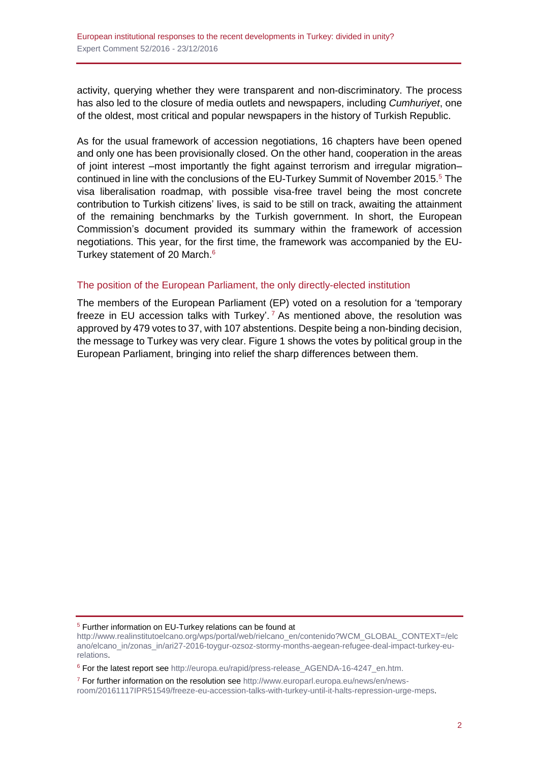activity, querying whether they were transparent and non-discriminatory. The process has also led to the closure of media outlets and newspapers, including *Cumhuriyet*, one of the oldest, most critical and popular newspapers in the history of Turkish Republic.

As for the usual framework of accession negotiations, 16 chapters have been opened and only one has been provisionally closed. On the other hand, cooperation in the areas of joint interest –most importantly the fight against terrorism and irregular migration– continued in line with the conclusions of the EU-Turkey Summit of November 2015.[5] The visa liberalisation roadmap, with possible visa-free travel being the most concrete contribution to Turkish citizens' lives, is said to be still on track, awaiting the attainment of the remaining benchmarks by the Turkish government. In short, the European Commission's document provided its summary within the framework of accession negotiations. This year, for the first time, the framework was accompanied by the EU-Turkey statement of 20 March.[6]

## The position of the European Parliament, the only directly-elected institution

The members of the European Parliament (EP) voted on a resolution for a 'temporary freeze in EU accession talks with Turkey'.[7] As mentioned above, the resolution was approved by 479 votes to 37, with 107 abstentions. Despite being a non-binding decision, the message to Turkey was very clear. Figure 1 shows the votes by political group in the European Parliament, bringing into relief the sharp differences between them.

---

[5] Further information on EU-Turkey relations can be found at http://www.realinstitutoelcano.org/wps/portal/web/rielcano_en/contenido?WCM_GLOBAL_CONTEXT=/elcano/elcano_in/zonas_in/ari27-2016-toygur-ozsoz-stormy-months-aegean-refugee-deal-impact-turkey-eu-relations.

[6] For the latest report see http://europa.eu/rapid/press-release_AGENDA-16-4247_en.htm.

[7] For further information on the resolution see http://www.europarl.europa.eu/news/en/news-room/20161117IPR51549/freeze-eu-accession-talks-with-turkey-until-it-halts-repression-urge-meps.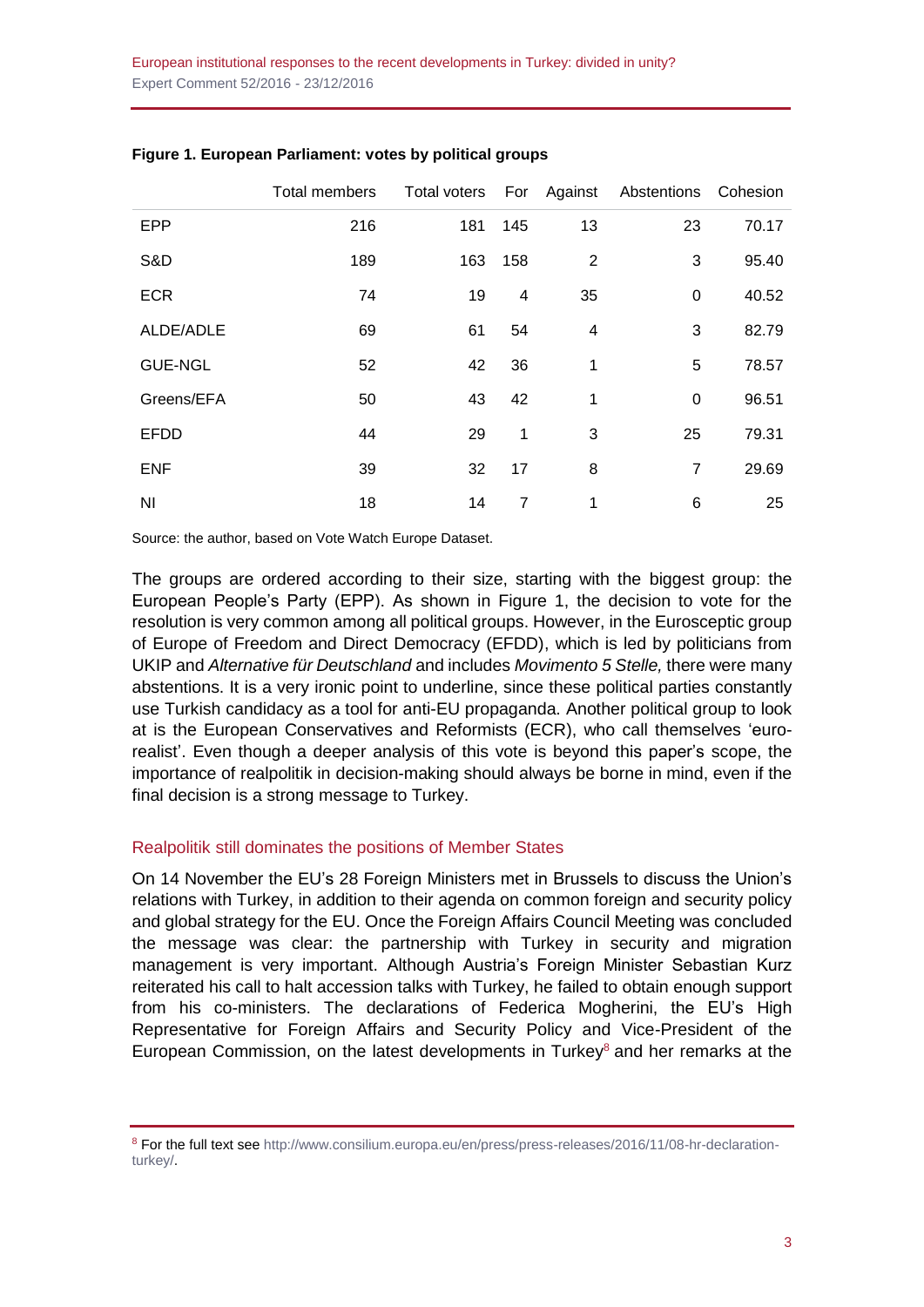**Figure 1. European Parliament: votes by political groups**

| | Total members | Total voters | For | Against | Abstentions | Cohesion |
|---|---|---|---|---|---|---|
| EPP | 216 | 181 | 145 | 13 | 23 | 70.17 |
| S&D | 189 | 163 | 158 | 2 | 3 | 95.40 |
| ECR | 74 | 19 | 4 | 35 | 0 | 40.52 |
| ALDE/ADLE | 69 | 61 | 54 | 4 | 3 | 82.79 |
| GUE-NGL | 52 | 42 | 36 | 1 | 5 | 78.57 |
| Greens/EFA | 50 | 43 | 42 | 1 | 0 | 96.51 |
| EFDD | 44 | 29 | 1 | 3 | 25 | 79.31 |
| ENF | 39 | 32 | 17 | 8 | 7 | 29.69 |
| NI | 18 | 14 | 7 | 1 | 6 | 25 |

Source: the author, based on Vote Watch Europe Dataset.

The groups are ordered according to their size, starting with the biggest group: the European People's Party (EPP). As shown in Figure 1, the decision to vote for the resolution is very common among all political groups. However, in the Eurosceptic group of Europe of Freedom and Direct Democracy (EFDD), which is led by politicians from UKIP and *Alternative für Deutschland* and includes *Movimento 5 Stelle,* there were many abstentions. It is a very ironic point to underline, since these political parties constantly use Turkish candidacy as a tool for anti-EU propaganda. Another political group to look at is the European Conservatives and Reformists (ECR), who call themselves 'euro-realist'. Even though a deeper analysis of this vote is beyond this paper's scope, the importance of realpolitik in decision-making should always be borne in mind, even if the final decision is a strong message to Turkey.

## Realpolitik still dominates the positions of Member States

On 14 November the EU's 28 Foreign Ministers met in Brussels to discuss the Union's relations with Turkey, in addition to their agenda on common foreign and security policy and global strategy for the EU. Once the Foreign Affairs Council Meeting was concluded the message was clear: the partnership with Turkey in security and migration management is very important. Although Austria's Foreign Minister Sebastian Kurz reiterated his call to halt accession talks with Turkey, he failed to obtain enough support from his co-ministers. The declarations of Federica Mogherini, the EU's High Representative for Foreign Affairs and Security Policy and Vice-President of the European Commission, on the latest developments in Turkey[8] and her remarks at the

[8] For the full text see http://www.consilium.europa.eu/en/press/press-releases/2016/11/08-hr-declaration-turkey/.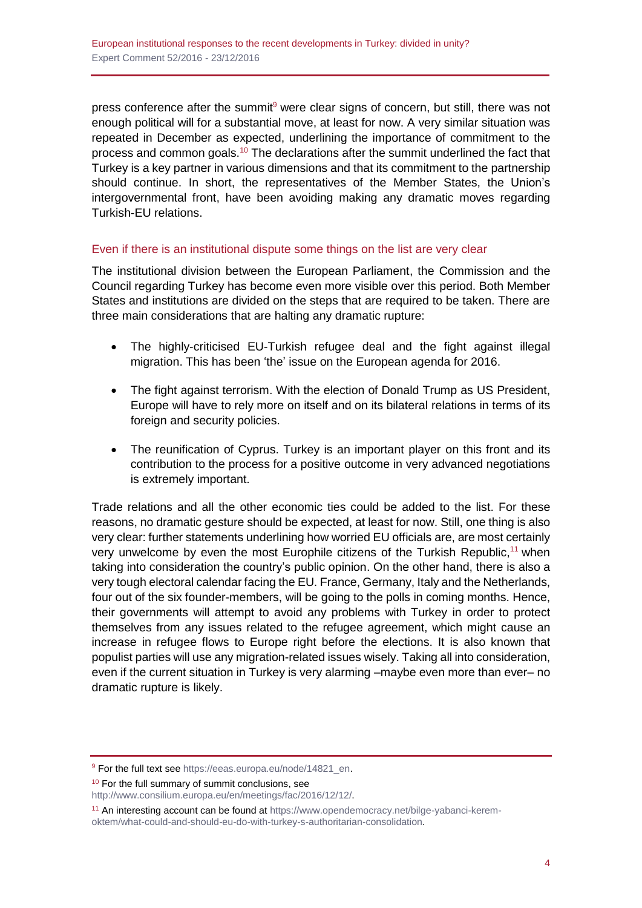press conference after the summit[9] were clear signs of concern, but still, there was not enough political will for a substantial move, at least for now. A very similar situation was repeated in December as expected, underlining the importance of commitment to the process and common goals.[10] The declarations after the summit underlined the fact that Turkey is a key partner in various dimensions and that its commitment to the partnership should continue. In short, the representatives of the Member States, the Union's intergovernmental front, have been avoiding making any dramatic moves regarding Turkish-EU relations.

## Even if there is an institutional dispute some things on the list are very clear

The institutional division between the European Parliament, the Commission and the Council regarding Turkey has become even more visible over this period. Both Member States and institutions are divided on the steps that are required to be taken. There are three main considerations that are halting any dramatic rupture:

- The highly-criticised EU-Turkish refugee deal and the fight against illegal migration. This has been 'the' issue on the European agenda for 2016.
- The fight against terrorism. With the election of Donald Trump as US President, Europe will have to rely more on itself and on its bilateral relations in terms of its foreign and security policies.
- The reunification of Cyprus. Turkey is an important player on this front and its contribution to the process for a positive outcome in very advanced negotiations is extremely important.

Trade relations and all the other economic ties could be added to the list. For these reasons, no dramatic gesture should be expected, at least for now. Still, one thing is also very clear: further statements underlining how worried EU officials are, are most certainly very unwelcome by even the most Europhile citizens of the Turkish Republic,[11] when taking into consideration the country's public opinion. On the other hand, there is also a very tough electoral calendar facing the EU. France, Germany, Italy and the Netherlands, four out of the six founder-members, will be going to the polls in coming months. Hence, their governments will attempt to avoid any problems with Turkey in order to protect themselves from any issues related to the refugee agreement, which might cause an increase in refugee flows to Europe right before the elections. It is also known that populist parties will use any migration-related issues wisely. Taking all into consideration, even if the current situation in Turkey is very alarming –maybe even more than ever– no dramatic rupture is likely.

---

[9] For the full text see https://eeas.europa.eu/node/14821_en.

[10] For the full summary of summit conclusions, see http://www.consilium.europa.eu/en/meetings/fac/2016/12/12/.

[11] An interesting account can be found at https://www.opendemocracy.net/bilge-yabanci-kerem-oktem/what-could-and-should-eu-do-with-turkey-s-authoritarian-consolidation.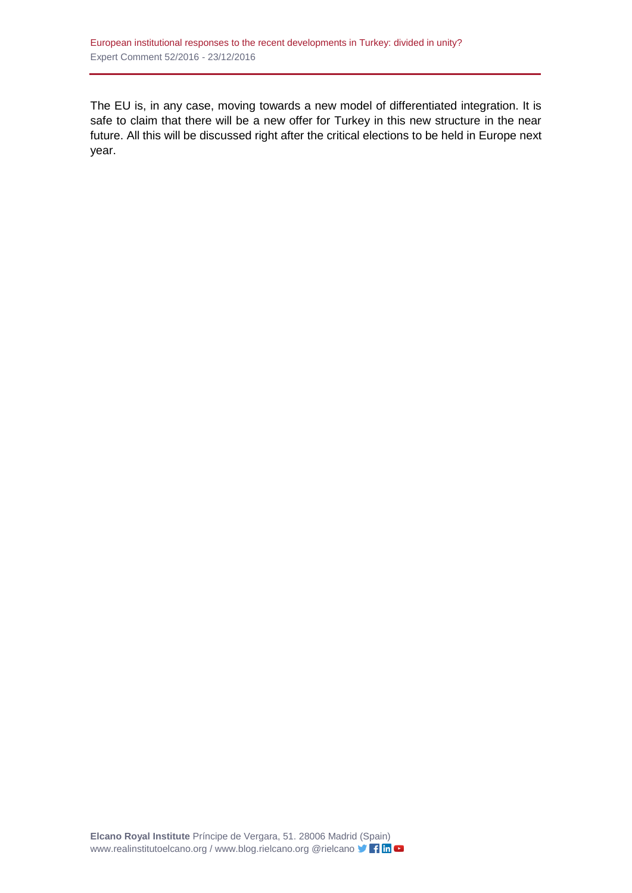The EU is, in any case, moving towards a new model of differentiated integration. It is safe to claim that there will be a new offer for Turkey in this new structure in the near future. All this will be discussed right after the critical elections to be held in Europe next year.